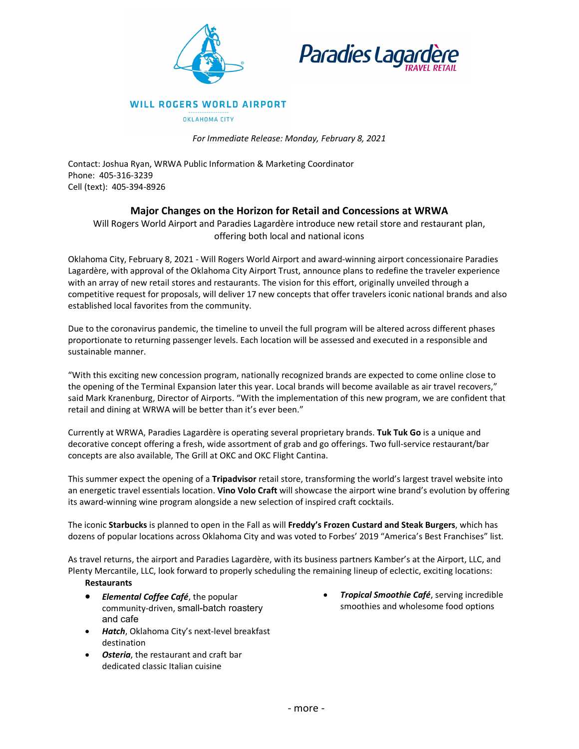WILL ROGERS WORLD AIRPORT

OKLAHOMA CITY

Paradies Lagardère TRAVEL RETAIL

*For Immediate Release: Monday, February 8, 2021*

Contact: Joshua Ryan, WRWA Public Information & Marketing Coordinator
Phone: 405-316-3239
Cell (text): 405-394-8926

## Major Changes on the Horizon for Retail and Concessions at WRWA

Will Rogers World Airport and Paradies Lagardère introduce new retail store and restaurant plan, offering both local and national icons

Oklahoma City, February 8, 2021 - Will Rogers World Airport and award-winning airport concessionaire Paradies Lagardère, with approval of the Oklahoma City Airport Trust, announce plans to redefine the traveler experience with an array of new retail stores and restaurants. The vision for this effort, originally unveiled through a competitive request for proposals, will deliver 17 new concepts that offer travelers iconic national brands and also established local favorites from the community.

Due to the coronavirus pandemic, the timeline to unveil the full program will be altered across different phases proportionate to returning passenger levels. Each location will be assessed and executed in a responsible and sustainable manner.

"With this exciting new concession program, nationally recognized brands are expected to come online close to the opening of the Terminal Expansion later this year. Local brands will become available as air travel recovers," said Mark Kranenburg, Director of Airports. "With the implementation of this new program, we are confident that retail and dining at WRWA will be better than it's ever been."

Currently at WRWA, Paradies Lagardère is operating several proprietary brands. **Tuk Tuk Go** is a unique and decorative concept offering a fresh, wide assortment of grab and go offerings. Two full-service restaurant/bar concepts are also available, The Grill at OKC and OKC Flight Cantina.

This summer expect the opening of a **Tripadvisor** retail store, transforming the world's largest travel website into an energetic travel essentials location. **Vino Volo Craft** will showcase the airport wine brand's evolution by offering its award-winning wine program alongside a new selection of inspired craft cocktails.

The iconic **Starbucks** is planned to open in the Fall as will **Freddy's Frozen Custard and Steak Burgers**, which has dozens of popular locations across Oklahoma City and was voted to Forbes' 2019 "America's Best Franchises" list.

As travel returns, the airport and Paradies Lagardère, with its business partners Kamber's at the Airport, LLC, and Plenty Mercantile, LLC, look forward to properly scheduling the remaining lineup of eclectic, exciting locations:

**Restaurants**

- ***Elemental Coffee Café***, the popular community-driven, small-batch roastery and cafe
- ***Hatch***, Oklahoma City's next-level breakfast destination
- ***Osteria***, the restaurant and craft bar dedicated classic Italian cuisine
- ***Tropical Smoothie Café***, serving incredible smoothies and wholesome food options

- more -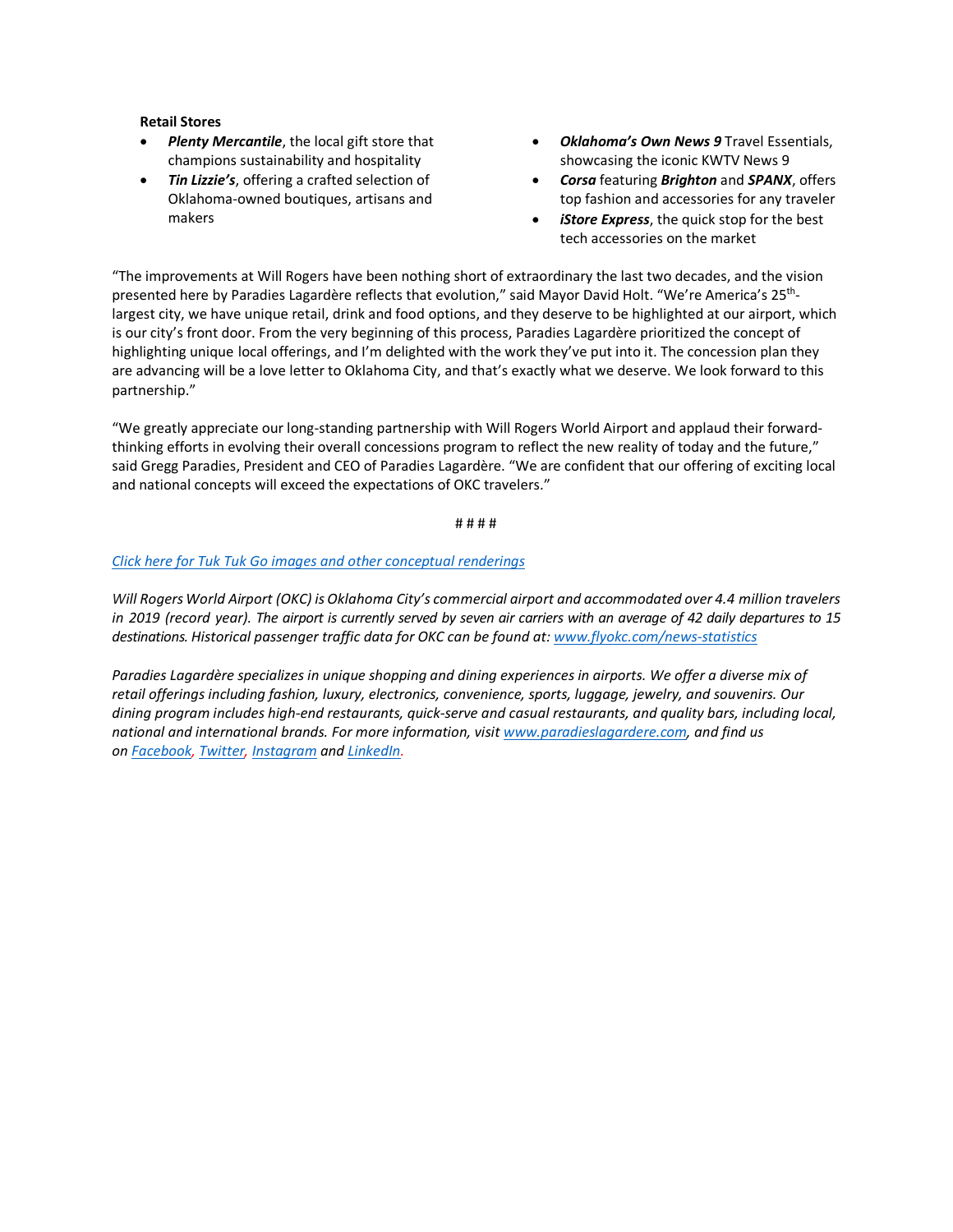**Retail Stores**

- ***Plenty Mercantile***, the local gift store that champions sustainability and hospitality
- ***Tin Lizzie's***, offering a crafted selection of Oklahoma-owned boutiques, artisans and makers
- ***Oklahoma's Own News 9*** Travel Essentials, showcasing the iconic KWTV News 9
- ***Corsa*** featuring ***Brighton*** and ***SPANX***, offers top fashion and accessories for any traveler
- ***iStore Express***, the quick stop for the best tech accessories on the market

"The improvements at Will Rogers have been nothing short of extraordinary the last two decades, and the vision presented here by Paradies Lagardère reflects that evolution," said Mayor David Holt. "We're America's 25th-largest city, we have unique retail, drink and food options, and they deserve to be highlighted at our airport, which is our city's front door. From the very beginning of this process, Paradies Lagardère prioritized the concept of highlighting unique local offerings, and I'm delighted with the work they've put into it. The concession plan they are advancing will be a love letter to Oklahoma City, and that's exactly what we deserve. We look forward to this partnership."

"We greatly appreciate our long-standing partnership with Will Rogers World Airport and applaud their forward-thinking efforts in evolving their overall concessions program to reflect the new reality of today and the future," said Gregg Paradies, President and CEO of Paradies Lagardère. "We are confident that our offering of exciting local and national concepts will exceed the expectations of OKC travelers."

# # # #

*Click here for Tuk Tuk Go images and other conceptual renderings*

*Will Rogers World Airport (OKC) is Oklahoma City's commercial airport and accommodated over 4.4 million travelers in 2019 (record year). The airport is currently served by seven air carriers with an average of 42 daily departures to 15 destinations. Historical passenger traffic data for OKC can be found at: www.flyokc.com/news-statistics*

*Paradies Lagardère specializes in unique shopping and dining experiences in airports. We offer a diverse mix of retail offerings including fashion, luxury, electronics, convenience, sports, luggage, jewelry, and souvenirs. Our dining program includes high-end restaurants, quick-serve and casual restaurants, and quality bars, including local, national and international brands. For more information, visit www.paradieslagardere.com, and find us on Facebook, Twitter, Instagram and LinkedIn.*